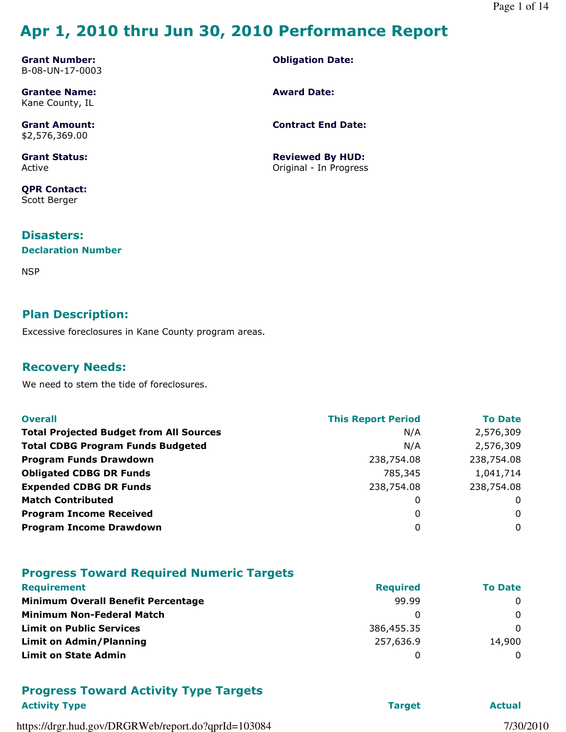# Apr 1, 2010 thru Jun 30, 2010 Performance Report

**Grant Number:**
B-08-UN-17-0003

**Obligation Date:**

**Grantee Name:**
Kane County, IL

**Award Date:**

**Grant Amount:**
$2,576,369.00

**Contract End Date:**

**Grant Status:**
Active

**Reviewed By HUD:**
Original - In Progress

**QPR Contact:**
Scott Berger

## Disasters:

### Declaration Number

NSP

## Plan Description:

Excessive foreclosures in Kane County program areas.

## Recovery Needs:

We need to stem the tide of foreclosures.

| Overall | This Report Period | To Date |
|---|---|---|
| **Total Projected Budget from All Sources** | N/A | 2,576,309 |
| **Total CDBG Program Funds Budgeted** | N/A | 2,576,309 |
| **Program Funds Drawdown** | 238,754.08 | 238,754.08 |
| **Obligated CDBG DR Funds** | 785,345 | 1,041,714 |
| **Expended CDBG DR Funds** | 238,754.08 | 238,754.08 |
| **Match Contributed** | 0 | 0 |
| **Program Income Received** | 0 | 0 |
| **Program Income Drawdown** | 0 | 0 |

## Progress Toward Required Numeric Targets

| Requirement | Required | To Date |
|---|---|---|
| **Minimum Overall Benefit Percentage** | 99.99 | 0 |
| **Minimum Non-Federal Match** | 0 | 0 |
| **Limit on Public Services** | 386,455.35 | 0 |
| **Limit on Admin/Planning** | 257,636.9 | 14,900 |
| **Limit on State Admin** | 0 | 0 |

## Progress Toward Activity Type Targets

| Activity Type | Target | Actual |
|---|---|---|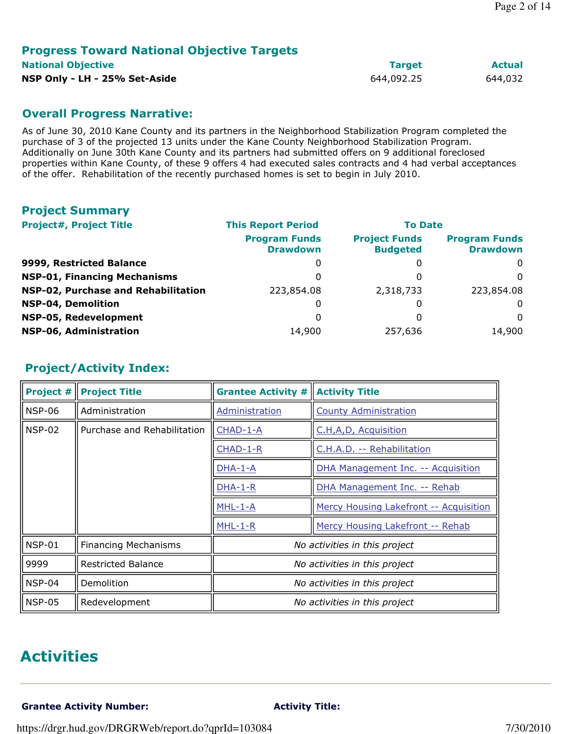## Progress Toward National Objective Targets

| National Objective | Target | Actual |
|---|---|---|
| **NSP Only - LH - 25% Set-Aside** | 644,092.25 | 644,032 |

## Overall Progress Narrative:

As of June 30, 2010 Kane County and its partners in the Neighborhood Stabilization Program completed the purchase of 3 of the projected 13 units under the Kane County Neighborhood Stabilization Program. Additionally on June 30th Kane County and its partners had submitted offers on 9 additional foreclosed properties within Kane County, of these 9 offers 4 had executed sales contracts and 4 had verbal acceptances of the offer. Rehabilitation of the recently purchased homes is set to begin in July 2010.

## Project Summary

| Project#, Project Title | This Report Period | To Date | |
|---|---|---|---|
| | Program Funds Drawdown | Project Funds Budgeted | Program Funds Drawdown |
| **9999, Restricted Balance** | 0 | 0 | 0 |
| **NSP-01, Financing Mechanisms** | 0 | 0 | 0 |
| **NSP-02, Purchase and Rehabilitation** | 223,854.08 | 2,318,733 | 223,854.08 |
| **NSP-04, Demolition** | 0 | 0 | 0 |
| **NSP-05, Redevelopment** | 0 | 0 | 0 |
| **NSP-06, Administration** | 14,900 | 257,636 | 14,900 |

## Project/Activity Index:

| Project # | Project Title | Grantee Activity # | Activity Title |
|---|---|---|---|
| NSP-06 | Administration | Administration | County Administration |
| NSP-02 | Purchase and Rehabilitation | CHAD-1-A | C.H,A,D, Acquisition |
| | | CHAD-1-R | C.H.A.D. -- Rehabilitation |
| | | DHA-1-A | DHA Management Inc. -- Acquisition |
| | | DHA-1-R | DHA Management Inc. -- Rehab |
| | | MHL-1-A | Mercy Housing Lakefront -- Acquisition |
| | | MHL-1-R | Mercy Housing Lakefront -- Rehab |
| NSP-01 | Financing Mechanisms | *No activities in this project* | |
| 9999 | Restricted Balance | *No activities in this project* | |
| NSP-04 | Demolition | *No activities in this project* | |
| NSP-05 | Redevelopment | *No activities in this project* | |

# Activities

**Grantee Activity Number:** **Activity Title:**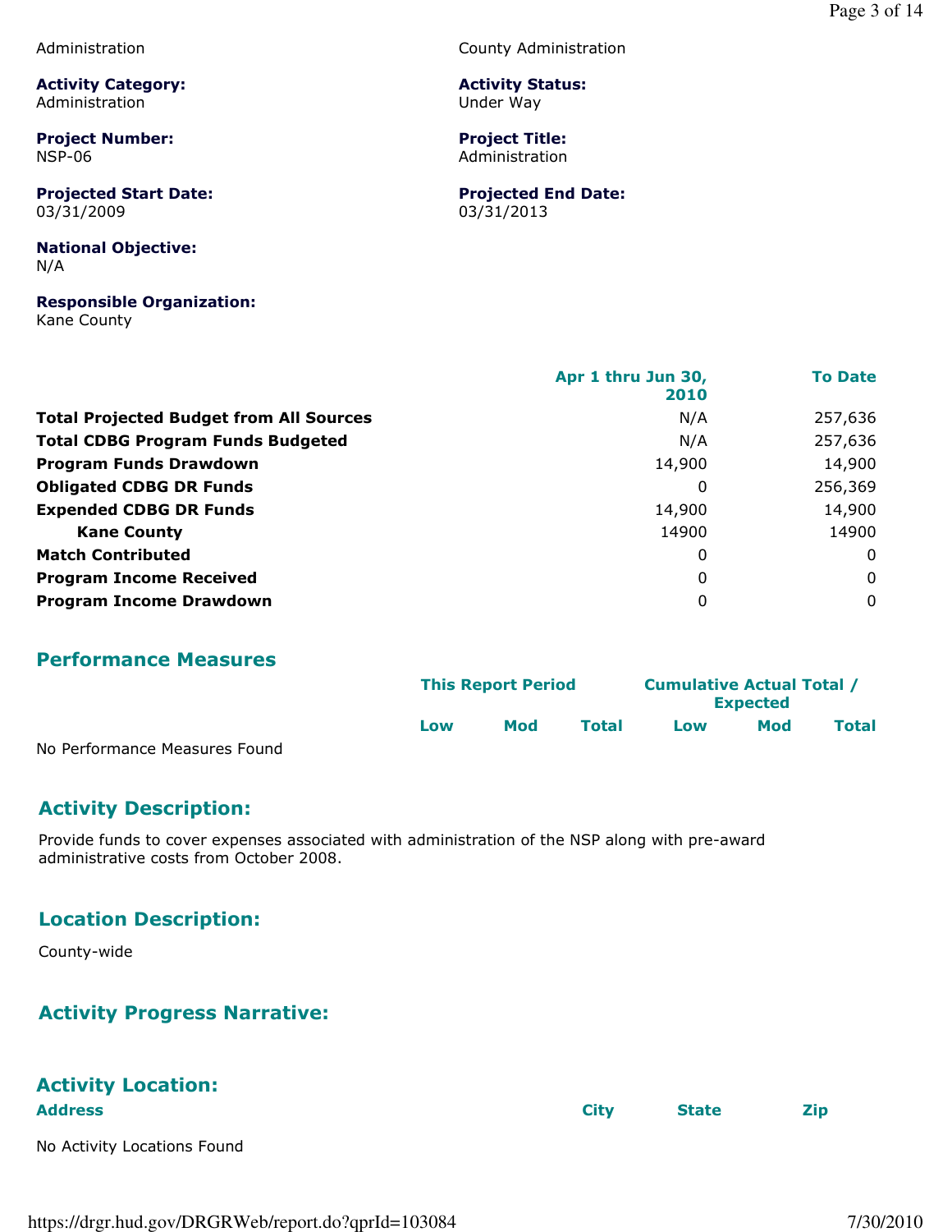Administration | County Administration

**Activity Category:**
Administration

**Activity Status:**
Under Way

**Project Number:**
NSP-06

**Project Title:**
Administration

**Projected Start Date:**
03/31/2009

**Projected End Date:**
03/31/2013

**National Objective:**
N/A

**Responsible Organization:**
Kane County

| | Apr 1 thru Jun 30, 2010 | To Date |
|---|---|---|
| **Total Projected Budget from All Sources** | N/A | 257,636 |
| **Total CDBG Program Funds Budgeted** | N/A | 257,636 |
| **Program Funds Drawdown** | 14,900 | 14,900 |
| **Obligated CDBG DR Funds** | 0 | 256,369 |
| **Expended CDBG DR Funds** | 14,900 | 14,900 |
| **Kane County** | 14900 | 14900 |
| **Match Contributed** | 0 | 0 |
| **Program Income Received** | 0 | 0 |
| **Program Income Drawdown** | 0 | 0 |

## Performance Measures

| | This Report Period | | | Cumulative Actual Total / Expected | | |
|---|---|---|---|---|---|---|
| | Low | Mod | Total | Low | Mod | Total |
| No Performance Measures Found | | | | | | |

## Activity Description:

Provide funds to cover expenses associated with administration of the NSP along with pre-award administrative costs from October 2008.

## Location Description:

County-wide

## Activity Progress Narrative:

## Activity Location:

| Address | City | State | Zip |
|---|---|---|---|
| No Activity Locations Found | | | |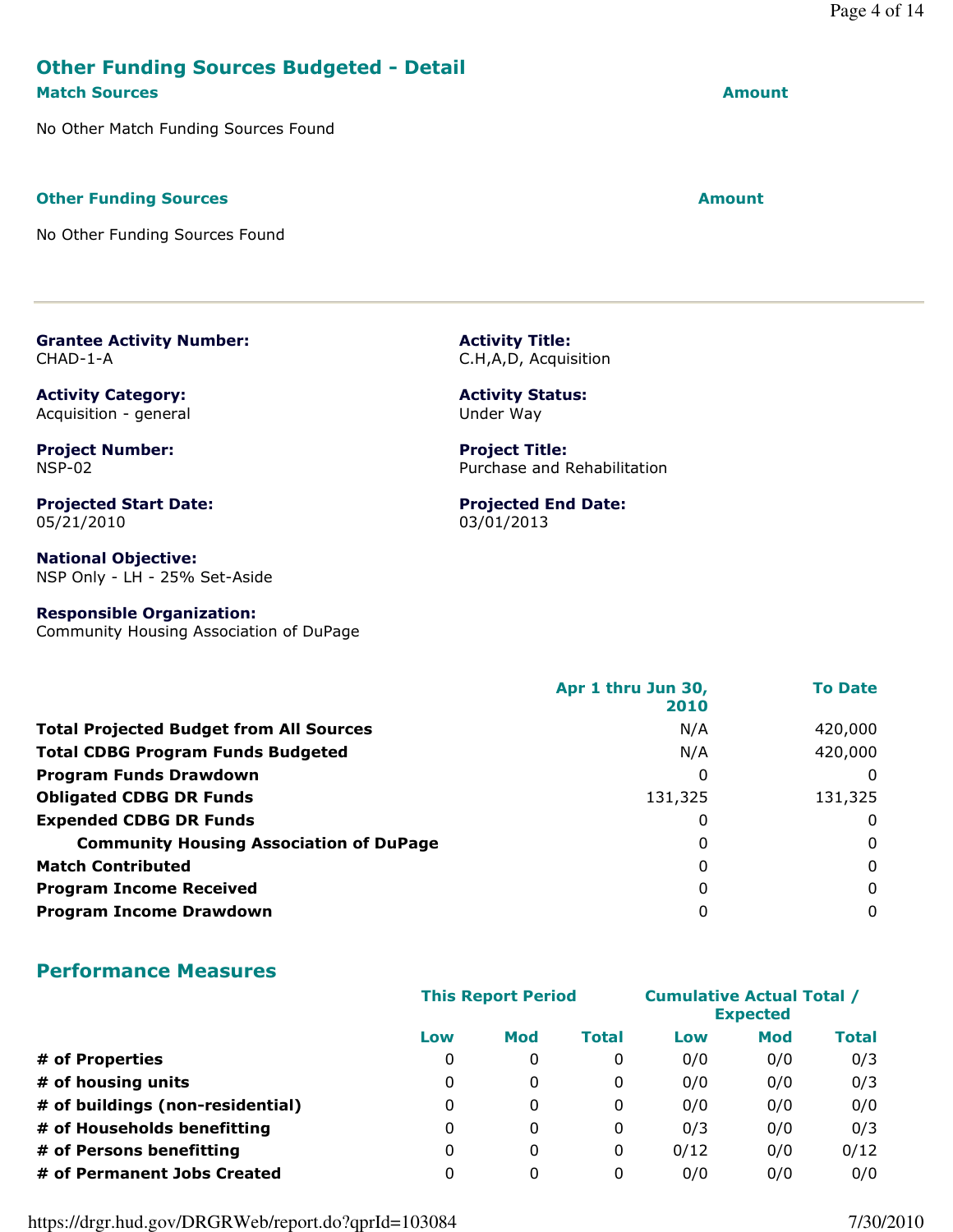## Other Funding Sources Budgeted - Detail

**Match Sources** **Amount**

No Other Match Funding Sources Found

**Other Funding Sources** **Amount**

No Other Funding Sources Found

---

**Grantee Activity Number:**
CHAD-1-A

**Activity Title:**
C.H,A,D, Acquisition

**Activity Category:**
Acquisition - general

**Activity Status:**
Under Way

**Project Number:**
NSP-02

**Project Title:**
Purchase and Rehabilitation

**Projected Start Date:**
05/21/2010

**Projected End Date:**
03/01/2013

**National Objective:**
NSP Only - LH - 25% Set-Aside

**Responsible Organization:**
Community Housing Association of DuPage

| | Apr 1 thru Jun 30, 2010 | To Date |
|---|---|---|
| **Total Projected Budget from All Sources** | N/A | 420,000 |
| **Total CDBG Program Funds Budgeted** | N/A | 420,000 |
| **Program Funds Drawdown** | 0 | 0 |
| **Obligated CDBG DR Funds** | 131,325 | 131,325 |
| **Expended CDBG DR Funds** | 0 | 0 |
| **Community Housing Association of DuPage** | 0 | 0 |
| **Match Contributed** | 0 | 0 |
| **Program Income Received** | 0 | 0 |
| **Program Income Drawdown** | 0 | 0 |

## Performance Measures

| | This Report Period | | | Cumulative Actual Total / Expected | | |
|---|---|---|---|---|---|---|
| | Low | Mod | Total | Low | Mod | Total |
| **# of Properties** | 0 | 0 | 0 | 0/0 | 0/0 | 0/3 |
| **# of housing units** | 0 | 0 | 0 | 0/0 | 0/0 | 0/3 |
| **# of buildings (non-residential)** | 0 | 0 | 0 | 0/0 | 0/0 | 0/0 |
| **# of Households benefitting** | 0 | 0 | 0 | 0/3 | 0/0 | 0/3 |
| **# of Persons benefitting** | 0 | 0 | 0 | 0/12 | 0/0 | 0/12 |
| **# of Permanent Jobs Created** | 0 | 0 | 0 | 0/0 | 0/0 | 0/0 |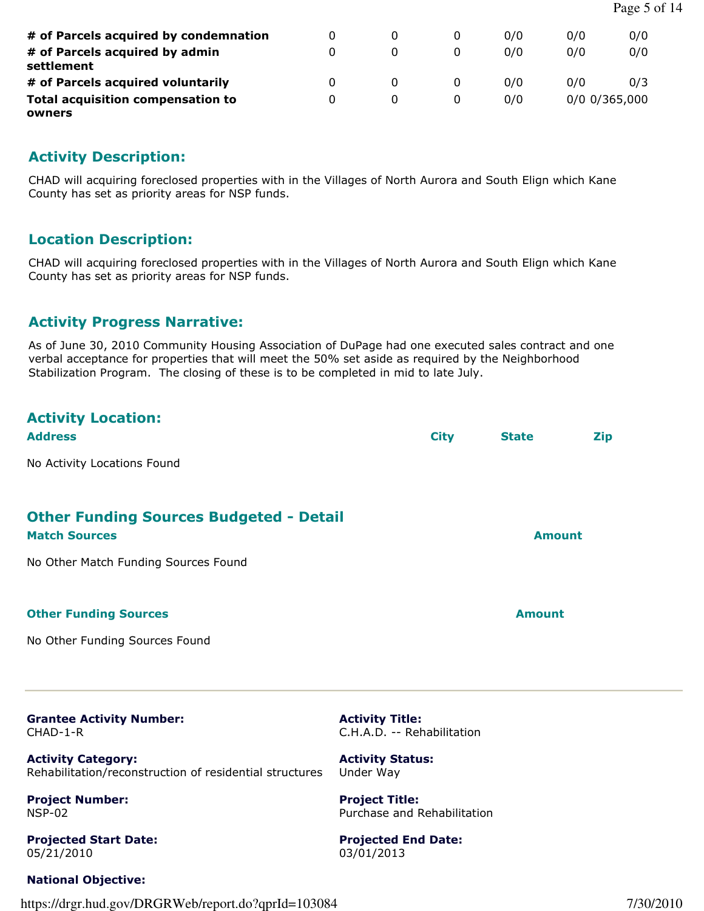| | | | | | | |
|---|---|---|---|---|---|---|
| **# of Parcels acquired by condemnation** | 0 | 0 | 0 | 0/0 | 0/0 | 0/0 |
| **# of Parcels acquired by admin settlement** | 0 | 0 | 0 | 0/0 | 0/0 | 0/0 |
| **# of Parcels acquired voluntarily** | 0 | 0 | 0 | 0/0 | 0/0 | 0/3 |
| **Total acquisition compensation to owners** | 0 | 0 | 0 | 0/0 | 0/0 | 0/365,000 |

## Activity Description:

CHAD will acquiring foreclosed properties with in the Villages of North Aurora and South Elign which Kane County has set as priority areas for NSP funds.

## Location Description:

CHAD will acquiring foreclosed properties with in the Villages of North Aurora and South Elign which Kane County has set as priority areas for NSP funds.

## Activity Progress Narrative:

As of June 30, 2010 Community Housing Association of DuPage had one executed sales contract and one verbal acceptance for properties that will meet the 50% set aside as required by the Neighborhood Stabilization Program. The closing of these is to be completed in mid to late July.

## Activity Location:

| Address | City | State | Zip |
|---|---|---|---|

No Activity Locations Found

## Other Funding Sources Budgeted - Detail

| Match Sources | Amount |
|---|---|

No Other Match Funding Sources Found

| Other Funding Sources | Amount |
|---|---|

No Other Funding Sources Found

---

**Grantee Activity Number:**
CHAD-1-R

**Activity Title:**
C.H.A.D. -- Rehabilitation

**Activity Category:**
Rehabilitation/reconstruction of residential structures

**Activity Status:**
Under Way

**Project Number:**
NSP-02

**Project Title:**
Purchase and Rehabilitation

**Projected Start Date:**
05/21/2010

**Projected End Date:**
03/01/2013

**National Objective:**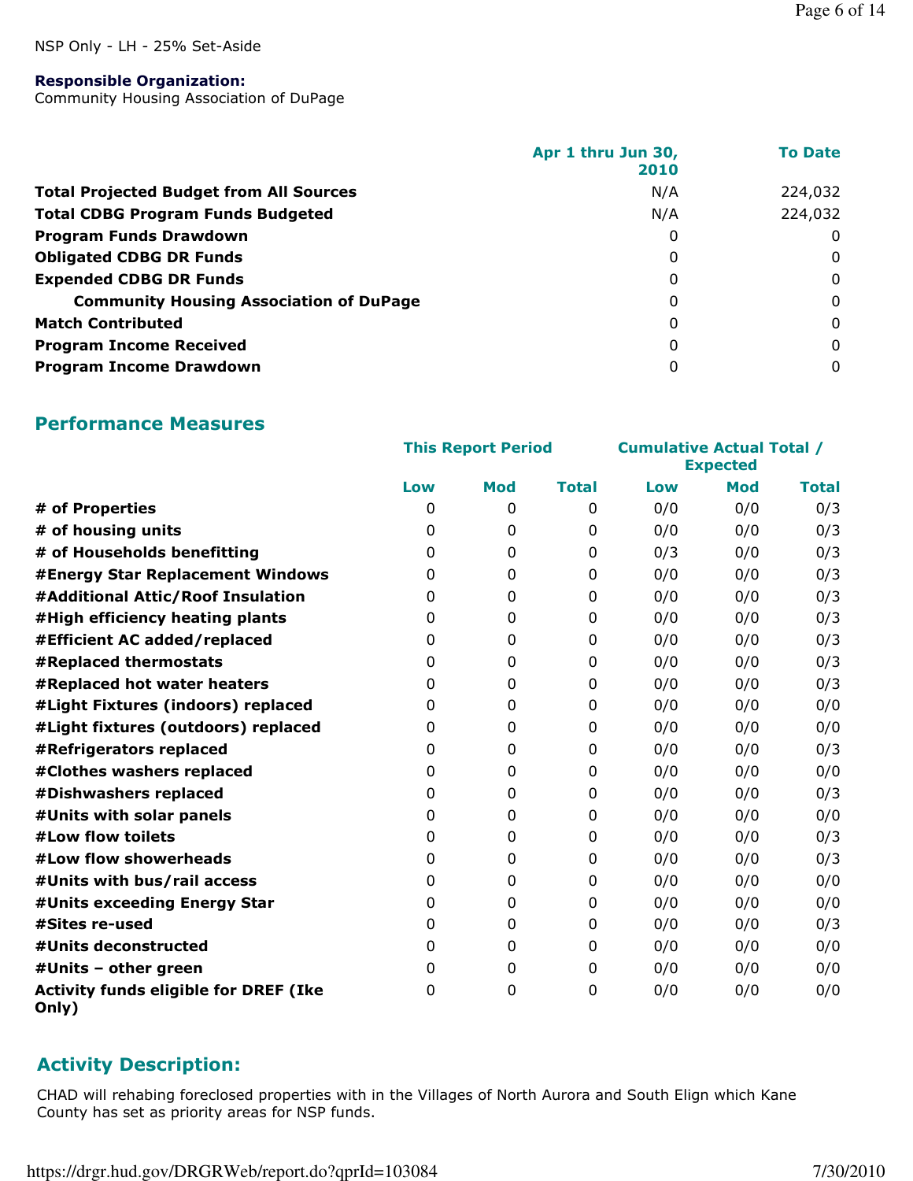NSP Only - LH - 25% Set-Aside

**Responsible Organization:**
Community Housing Association of DuPage

| | Apr 1 thru Jun 30, 2010 | To Date |
|---|---|---|
| **Total Projected Budget from All Sources** | N/A | 224,032 |
| **Total CDBG Program Funds Budgeted** | N/A | 224,032 |
| **Program Funds Drawdown** | 0 | 0 |
| **Obligated CDBG DR Funds** | 0 | 0 |
| **Expended CDBG DR Funds** | 0 | 0 |
| **Community Housing Association of DuPage** | 0 | 0 |
| **Match Contributed** | 0 | 0 |
| **Program Income Received** | 0 | 0 |
| **Program Income Drawdown** | 0 | 0 |

## Performance Measures

| | This Report Period | | | Cumulative Actual Total / Expected | | |
|---|---|---|---|---|---|---|
| | Low | Mod | Total | Low | Mod | Total |
| **# of Properties** | 0 | 0 | 0 | 0/0 | 0/0 | 0/3 |
| **# of housing units** | 0 | 0 | 0 | 0/0 | 0/0 | 0/3 |
| **# of Households benefitting** | 0 | 0 | 0 | 0/3 | 0/0 | 0/3 |
| **#Energy Star Replacement Windows** | 0 | 0 | 0 | 0/0 | 0/0 | 0/3 |
| **#Additional Attic/Roof Insulation** | 0 | 0 | 0 | 0/0 | 0/0 | 0/3 |
| **#High efficiency heating plants** | 0 | 0 | 0 | 0/0 | 0/0 | 0/3 |
| **#Efficient AC added/replaced** | 0 | 0 | 0 | 0/0 | 0/0 | 0/3 |
| **#Replaced thermostats** | 0 | 0 | 0 | 0/0 | 0/0 | 0/3 |
| **#Replaced hot water heaters** | 0 | 0 | 0 | 0/0 | 0/0 | 0/3 |
| **#Light Fixtures (indoors) replaced** | 0 | 0 | 0 | 0/0 | 0/0 | 0/0 |
| **#Light fixtures (outdoors) replaced** | 0 | 0 | 0 | 0/0 | 0/0 | 0/0 |
| **#Refrigerators replaced** | 0 | 0 | 0 | 0/0 | 0/0 | 0/3 |
| **#Clothes washers replaced** | 0 | 0 | 0 | 0/0 | 0/0 | 0/0 |
| **#Dishwashers replaced** | 0 | 0 | 0 | 0/0 | 0/0 | 0/3 |
| **#Units with solar panels** | 0 | 0 | 0 | 0/0 | 0/0 | 0/0 |
| **#Low flow toilets** | 0 | 0 | 0 | 0/0 | 0/0 | 0/3 |
| **#Low flow showerheads** | 0 | 0 | 0 | 0/0 | 0/0 | 0/3 |
| **#Units with bus/rail access** | 0 | 0 | 0 | 0/0 | 0/0 | 0/0 |
| **#Units exceeding Energy Star** | 0 | 0 | 0 | 0/0 | 0/0 | 0/0 |
| **#Sites re-used** | 0 | 0 | 0 | 0/0 | 0/0 | 0/3 |
| **#Units deconstructed** | 0 | 0 | 0 | 0/0 | 0/0 | 0/0 |
| **#Units – other green** | 0 | 0 | 0 | 0/0 | 0/0 | 0/0 |
| **Activity funds eligible for DREF (Ike Only)** | 0 | 0 | 0 | 0/0 | 0/0 | 0/0 |

## Activity Description:

CHAD will rehabing foreclosed properties with in the Villages of North Aurora and South Elign which Kane County has set as priority areas for NSP funds.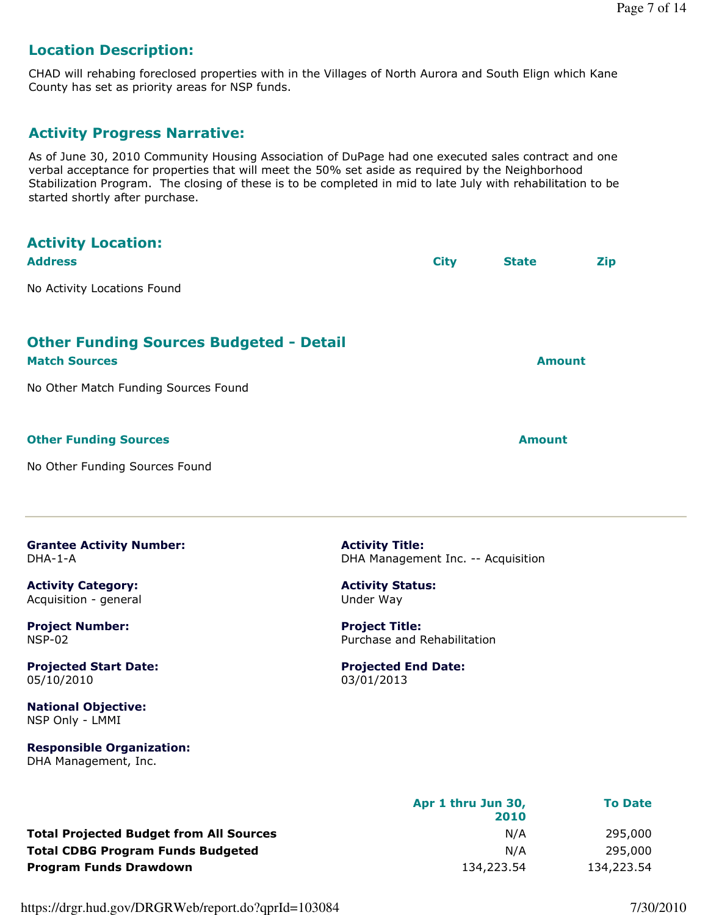## Location Description:

CHAD will rehabing foreclosed properties with in the Villages of North Aurora and South Elign which Kane County has set as priority areas for NSP funds.

## Activity Progress Narrative:

As of June 30, 2010 Community Housing Association of DuPage had one executed sales contract and one verbal acceptance for properties that will meet the 50% set aside as required by the Neighborhood Stabilization Program. The closing of these is to be completed in mid to late July with rehabilitation to be started shortly after purchase.

## Activity Location:

| Address | City | State | Zip |
|---|---|---|---|
| No Activity Locations Found | | | |

## Other Funding Sources Budgeted - Detail

| Match Sources | Amount |
|---|---|
| No Other Match Funding Sources Found | |

| Other Funding Sources | Amount |
|---|---|
| No Other Funding Sources Found | |

---

**Grantee Activity Number:**
DHA-1-A

**Activity Title:**
DHA Management Inc. -- Acquisition

**Activity Category:**
Acquisition - general

**Activity Status:**
Under Way

**Project Number:**
NSP-02

**Project Title:**
Purchase and Rehabilitation

**Projected Start Date:**
05/10/2010

**Projected End Date:**
03/01/2013

**National Objective:**
NSP Only - LMMI

**Responsible Organization:**
DHA Management, Inc.

| | Apr 1 thru Jun 30, 2010 | To Date |
|---|---|---|
| **Total Projected Budget from All Sources** | N/A | 295,000 |
| **Total CDBG Program Funds Budgeted** | N/A | 295,000 |
| **Program Funds Drawdown** | 134,223.54 | 134,223.54 |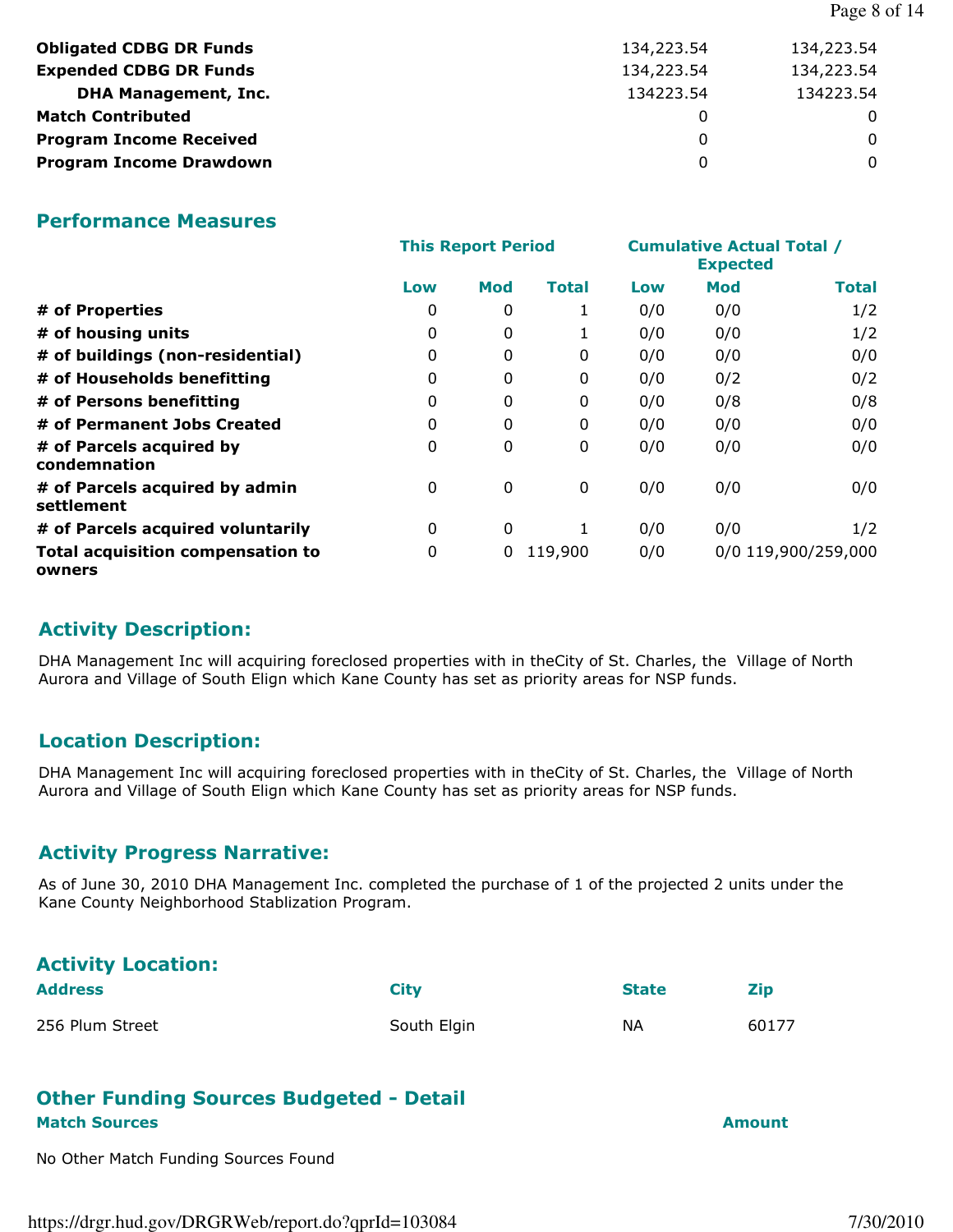| | | |
|---|---|---|
| **Obligated CDBG DR Funds** | 134,223.54 | 134,223.54 |
| **Expended CDBG DR Funds** | 134,223.54 | 134,223.54 |
| **DHA Management, Inc.** | 134223.54 | 134223.54 |
| **Match Contributed** | 0 | 0 |
| **Program Income Received** | 0 | 0 |
| **Program Income Drawdown** | 0 | 0 |

## Performance Measures

| | This Report Period | | | Cumulative Actual Total / Expected | | |
|---|---|---|---|---|---|---|
| | **Low** | **Mod** | **Total** | **Low** | **Mod** | **Total** |
| **# of Properties** | 0 | 0 | 1 | 0/0 | 0/0 | 1/2 |
| **# of housing units** | 0 | 0 | 1 | 0/0 | 0/0 | 1/2 |
| **# of buildings (non-residential)** | 0 | 0 | 0 | 0/0 | 0/0 | 0/0 |
| **# of Households benefitting** | 0 | 0 | 0 | 0/0 | 0/2 | 0/2 |
| **# of Persons benefitting** | 0 | 0 | 0 | 0/0 | 0/8 | 0/8 |
| **# of Permanent Jobs Created** | 0 | 0 | 0 | 0/0 | 0/0 | 0/0 |
| **# of Parcels acquired by condemnation** | 0 | 0 | 0 | 0/0 | 0/0 | 0/0 |
| **# of Parcels acquired by admin settlement** | 0 | 0 | 0 | 0/0 | 0/0 | 0/0 |
| **# of Parcels acquired voluntarily** | 0 | 0 | 1 | 0/0 | 0/0 | 1/2 |
| **Total acquisition compensation to owners** | 0 | 0 | 119,900 | 0/0 | 0/0 | 119,900/259,000 |

## Activity Description:

DHA Management Inc will acquiring foreclosed properties with in theCity of St. Charles, the Village of North Aurora and Village of South Elign which Kane County has set as priority areas for NSP funds.

## Location Description:

DHA Management Inc will acquiring foreclosed properties with in theCity of St. Charles, the Village of North Aurora and Village of South Elign which Kane County has set as priority areas for NSP funds.

## Activity Progress Narrative:

As of June 30, 2010 DHA Management Inc. completed the purchase of 1 of the projected 2 units under the Kane County Neighborhood Stablization Program.

## Activity Location:

| Address | City | State | Zip |
|---|---|---|---|
| 256 Plum Street | South Elgin | NA | 60177 |

## Other Funding Sources Budgeted - Detail

| Match Sources | Amount |
|---|---|
| No Other Match Funding Sources Found | |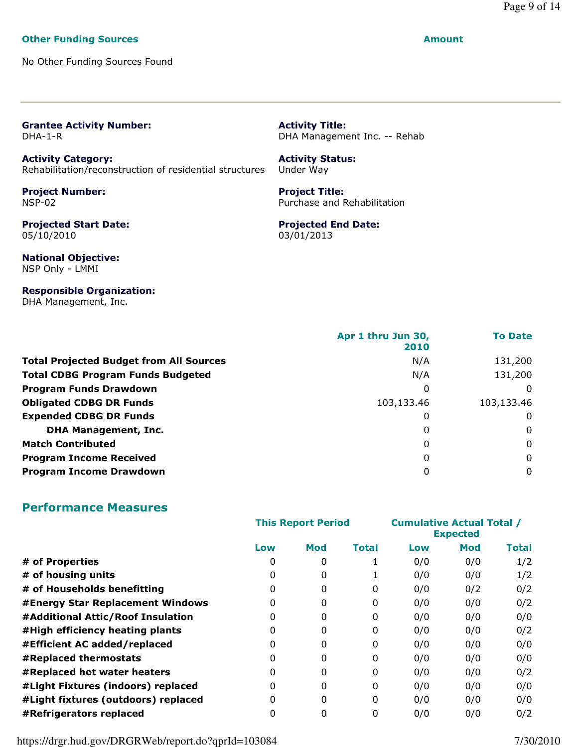**Other Funding Sources** | **Amount**

No Other Funding Sources Found

---

**Grantee Activity Number:**
DHA-1-R

**Activity Title:**
DHA Management Inc. -- Rehab

**Activity Category:**
Rehabilitation/reconstruction of residential structures

**Activity Status:**
Under Way

**Project Number:**
NSP-02

**Project Title:**
Purchase and Rehabilitation

**Projected Start Date:**
05/10/2010

**Projected End Date:**
03/01/2013

**National Objective:**
NSP Only - LMMI

**Responsible Organization:**
DHA Management, Inc.

| | Apr 1 thru Jun 30, 2010 | To Date |
|---|---|---|
| **Total Projected Budget from All Sources** | N/A | 131,200 |
| **Total CDBG Program Funds Budgeted** | N/A | 131,200 |
| **Program Funds Drawdown** | 0 | 0 |
| **Obligated CDBG DR Funds** | 103,133.46 | 103,133.46 |
| **Expended CDBG DR Funds** | 0 | 0 |
| **DHA Management, Inc.** | 0 | 0 |
| **Match Contributed** | 0 | 0 |
| **Program Income Received** | 0 | 0 |
| **Program Income Drawdown** | 0 | 0 |

## Performance Measures

| | This Report Period | | | Cumulative Actual Total / Expected | | |
|---|---|---|---|---|---|---|
| | Low | Mod | Total | Low | Mod | Total |
| **# of Properties** | 0 | 0 | 1 | 0/0 | 0/0 | 1/2 |
| **# of housing units** | 0 | 0 | 1 | 0/0 | 0/0 | 1/2 |
| **# of Households benefitting** | 0 | 0 | 0 | 0/0 | 0/2 | 0/2 |
| **#Energy Star Replacement Windows** | 0 | 0 | 0 | 0/0 | 0/0 | 0/2 |
| **#Additional Attic/Roof Insulation** | 0 | 0 | 0 | 0/0 | 0/0 | 0/0 |
| **#High efficiency heating plants** | 0 | 0 | 0 | 0/0 | 0/0 | 0/2 |
| **#Efficient AC added/replaced** | 0 | 0 | 0 | 0/0 | 0/0 | 0/0 |
| **#Replaced thermostats** | 0 | 0 | 0 | 0/0 | 0/0 | 0/0 |
| **#Replaced hot water heaters** | 0 | 0 | 0 | 0/0 | 0/0 | 0/2 |
| **#Light Fixtures (indoors) replaced** | 0 | 0 | 0 | 0/0 | 0/0 | 0/0 |
| **#Light fixtures (outdoors) replaced** | 0 | 0 | 0 | 0/0 | 0/0 | 0/0 |
| **#Refrigerators replaced** | 0 | 0 | 0 | 0/0 | 0/0 | 0/2 |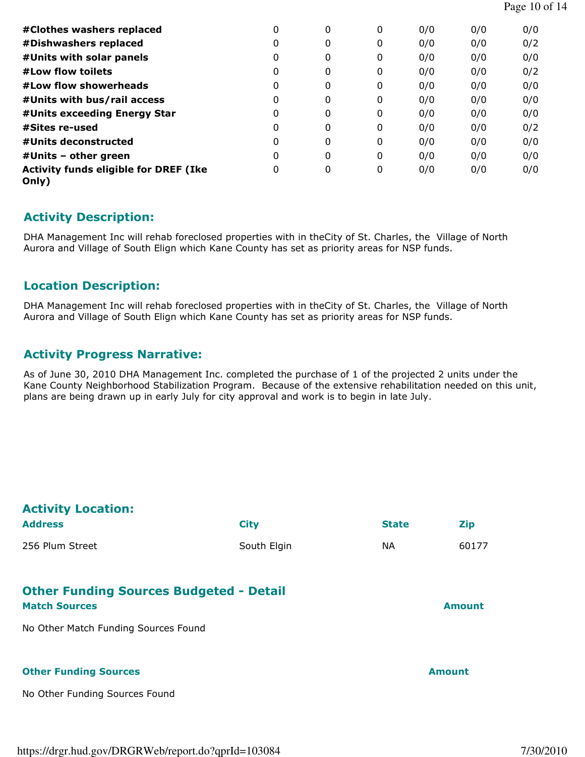| | | | | | | |
|---|---|---|---|---|---|---|
| **#Clothes washers replaced** | 0 | 0 | 0 | 0/0 | 0/0 | 0/0 |
| **#Dishwashers replaced** | 0 | 0 | 0 | 0/0 | 0/0 | 0/2 |
| **#Units with solar panels** | 0 | 0 | 0 | 0/0 | 0/0 | 0/0 |
| **#Low flow toilets** | 0 | 0 | 0 | 0/0 | 0/0 | 0/2 |
| **#Low flow showerheads** | 0 | 0 | 0 | 0/0 | 0/0 | 0/0 |
| **#Units with bus/rail access** | 0 | 0 | 0 | 0/0 | 0/0 | 0/0 |
| **#Units exceeding Energy Star** | 0 | 0 | 0 | 0/0 | 0/0 | 0/0 |
| **#Sites re-used** | 0 | 0 | 0 | 0/0 | 0/0 | 0/2 |
| **#Units deconstructed** | 0 | 0 | 0 | 0/0 | 0/0 | 0/0 |
| **#Units – other green** | 0 | 0 | 0 | 0/0 | 0/0 | 0/0 |
| **Activity funds eligible for DREF (Ike Only)** | 0 | 0 | 0 | 0/0 | 0/0 | 0/0 |

## Activity Description:

DHA Management Inc will rehab foreclosed properties with in theCity of St. Charles, the Village of North Aurora and Village of South Elign which Kane County has set as priority areas for NSP funds.

## Location Description:

DHA Management Inc will rehab foreclosed properties with in theCity of St. Charles, the Village of North Aurora and Village of South Elign which Kane County has set as priority areas for NSP funds.

## Activity Progress Narrative:

As of June 30, 2010 DHA Management Inc. completed the purchase of 1 of the projected 2 units under the Kane County Neighborhood Stabilization Program. Because of the extensive rehabilitation needed on this unit, plans are being drawn up in early July for city approval and work is to begin in late July.

## Activity Location:

| Address | City | State | Zip |
|---|---|---|---|
| 256 Plum Street | South Elgin | NA | 60177 |

## Other Funding Sources Budgeted - Detail

| Match Sources | Amount |
|---|---|
| No Other Match Funding Sources Found | |

| Other Funding Sources | Amount |
|---|---|
| No Other Funding Sources Found | |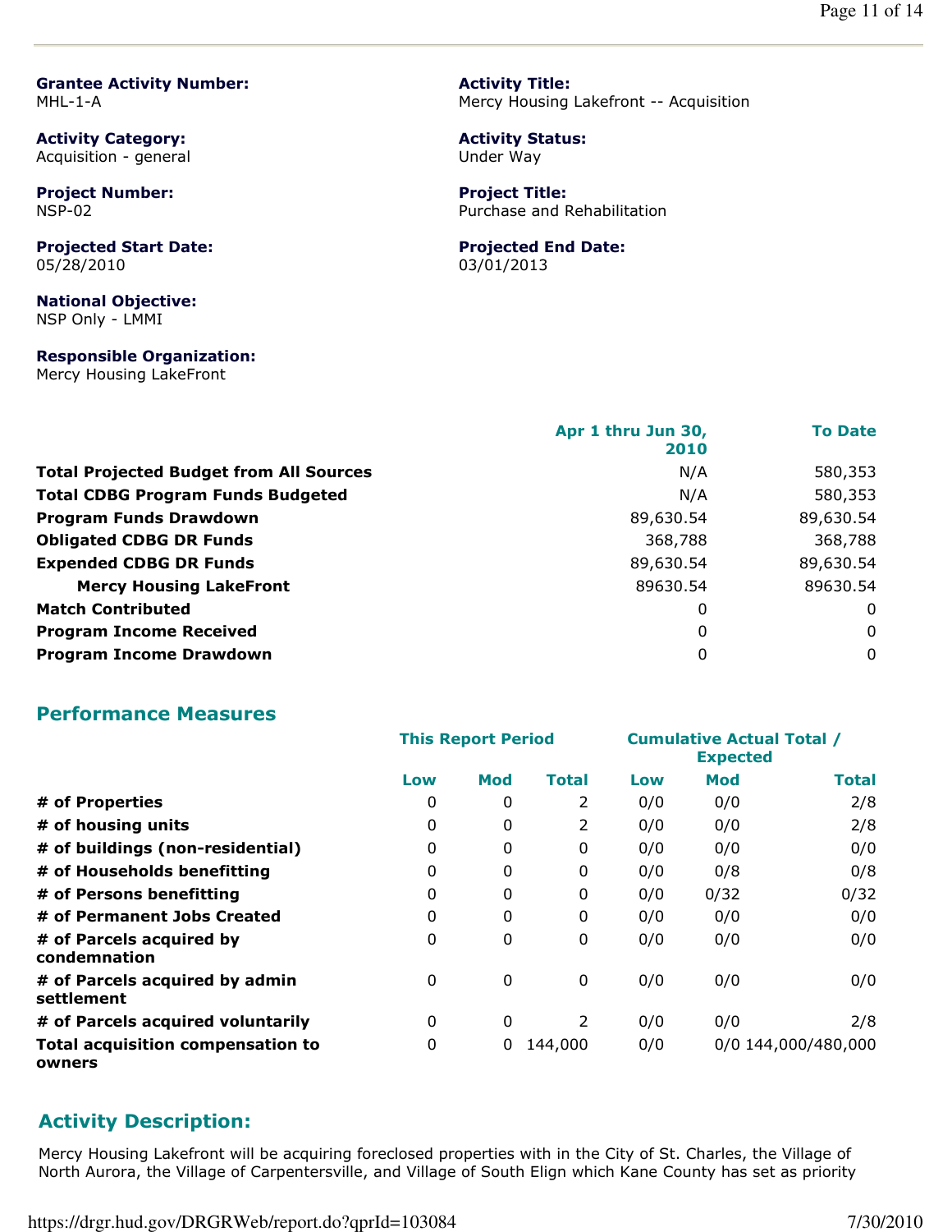**Grantee Activity Number:**
MHL-1-A

**Activity Title:**
Mercy Housing Lakefront -- Acquisition

**Activity Category:**
Acquisition - general

**Activity Status:**
Under Way

**Project Number:**
NSP-02

**Project Title:**
Purchase and Rehabilitation

**Projected Start Date:**
05/28/2010

**Projected End Date:**
03/01/2013

**National Objective:**
NSP Only - LMMI

**Responsible Organization:**
Mercy Housing LakeFront

| | Apr 1 thru Jun 30, 2010 | To Date |
|---|---|---|
| **Total Projected Budget from All Sources** | N/A | 580,353 |
| **Total CDBG Program Funds Budgeted** | N/A | 580,353 |
| **Program Funds Drawdown** | 89,630.54 | 89,630.54 |
| **Obligated CDBG DR Funds** | 368,788 | 368,788 |
| **Expended CDBG DR Funds** | 89,630.54 | 89,630.54 |
| **Mercy Housing LakeFront** | 89630.54 | 89630.54 |
| **Match Contributed** | 0 | 0 |
| **Program Income Received** | 0 | 0 |
| **Program Income Drawdown** | 0 | 0 |

## Performance Measures

| | This Report Period | | | Cumulative Actual Total / Expected | | |
|---|---|---|---|---|---|---|
| | Low | Mod | Total | Low | Mod | Total |
| **# of Properties** | 0 | 0 | 2 | 0/0 | 0/0 | 2/8 |
| **# of housing units** | 0 | 0 | 2 | 0/0 | 0/0 | 2/8 |
| **# of buildings (non-residential)** | 0 | 0 | 0 | 0/0 | 0/0 | 0/0 |
| **# of Households benefitting** | 0 | 0 | 0 | 0/0 | 0/8 | 0/8 |
| **# of Persons benefitting** | 0 | 0 | 0 | 0/0 | 0/32 | 0/32 |
| **# of Permanent Jobs Created** | 0 | 0 | 0 | 0/0 | 0/0 | 0/0 |
| **# of Parcels acquired by condemnation** | 0 | 0 | 0 | 0/0 | 0/0 | 0/0 |
| **# of Parcels acquired by admin settlement** | 0 | 0 | 0 | 0/0 | 0/0 | 0/0 |
| **# of Parcels acquired voluntarily** | 0 | 0 | 2 | 0/0 | 0/0 | 2/8 |
| **Total acquisition compensation to owners** | 0 | 0 | 144,000 | 0/0 | 0/0 | 144,000/480,000 |

## Activity Description:

Mercy Housing Lakefront will be acquiring foreclosed properties with in the City of St. Charles, the Village of North Aurora, the Village of Carpentersville, and Village of South Elign which Kane County has set as priority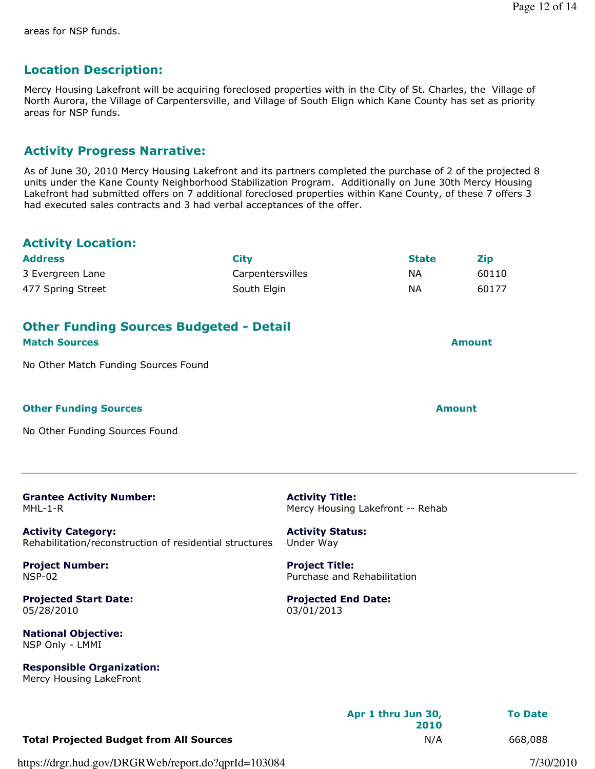areas for NSP funds.

## Location Description:

Mercy Housing Lakefront will be acquiring foreclosed properties with in the City of St. Charles, the Village of North Aurora, the Village of Carpentersville, and Village of South Elign which Kane County has set as priority areas for NSP funds.

## Activity Progress Narrative:

As of June 30, 2010 Mercy Housing Lakefront and its partners completed the purchase of 2 of the projected 8 units under the Kane County Neighborhood Stabilization Program. Additionally on June 30th Mercy Housing Lakefront had submitted offers on 7 additional foreclosed properties within Kane County, of these 7 offers 3 had executed sales contracts and 3 had verbal acceptances of the offer.

## Activity Location:

| Address | City | State | Zip |
|---|---|---|---|
| 3 Evergreen Lane | Carpentersvilles | NA | 60110 |
| 477 Spring Street | South Elgin | NA | 60177 |

## Other Funding Sources Budgeted - Detail

| Match Sources | Amount |
|---|---|
| No Other Match Funding Sources Found | |

| Other Funding Sources | Amount |
|---|---|
| No Other Funding Sources Found | |

---

**Grantee Activity Number:**
MHL-1-R

**Activity Title:**
Mercy Housing Lakefront -- Rehab

**Activity Category:**
Rehabilitation/reconstruction of residential structures

**Activity Status:**
Under Way

**Project Number:**
NSP-02

**Project Title:**
Purchase and Rehabilitation

**Projected Start Date:**
05/28/2010

**Projected End Date:**
03/01/2013

**National Objective:**
NSP Only - LMMI

**Responsible Organization:**
Mercy Housing LakeFront

| | Apr 1 thru Jun 30, 2010 | To Date |
|---|---|---|
| **Total Projected Budget from All Sources** | N/A | 668,088 |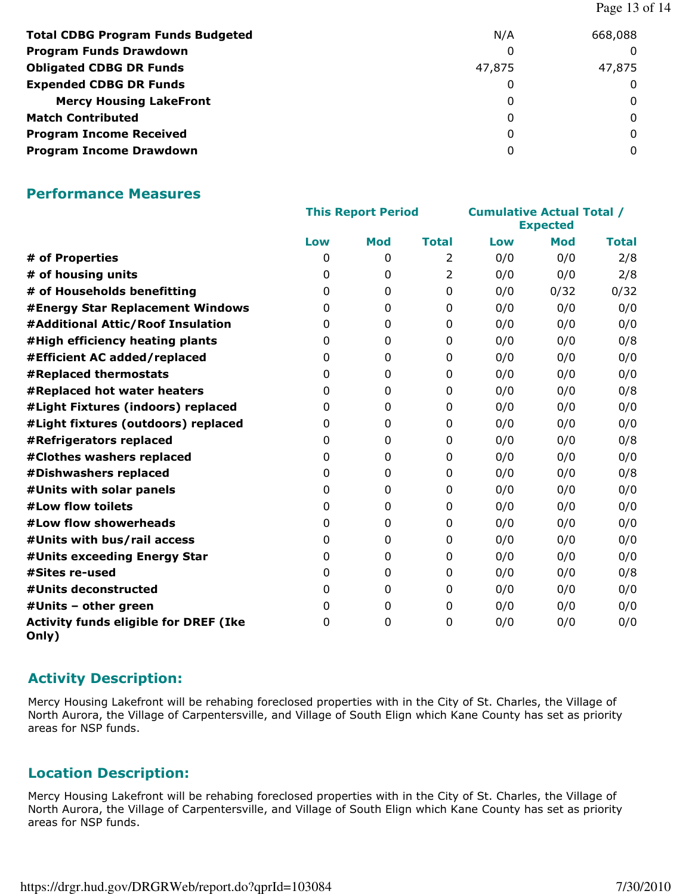| | | |
|---|---|---|
| **Total CDBG Program Funds Budgeted** | N/A | 668,088 |
| **Program Funds Drawdown** | 0 | 0 |
| **Obligated CDBG DR Funds** | 47,875 | 47,875 |
| **Expended CDBG DR Funds** | 0 | 0 |
| **Mercy Housing LakeFront** | 0 | 0 |
| **Match Contributed** | 0 | 0 |
| **Program Income Received** | 0 | 0 |
| **Program Income Drawdown** | 0 | 0 |

## Performance Measures

| | This Report Period | | | Cumulative Actual Total / Expected | | |
|---|---|---|---|---|---|---|
| | Low | Mod | Total | Low | Mod | Total |
| **# of Properties** | 0 | 0 | 2 | 0/0 | 0/0 | 2/8 |
| **# of housing units** | 0 | 0 | 2 | 0/0 | 0/0 | 2/8 |
| **# of Households benefitting** | 0 | 0 | 0 | 0/0 | 0/32 | 0/32 |
| **#Energy Star Replacement Windows** | 0 | 0 | 0 | 0/0 | 0/0 | 0/0 |
| **#Additional Attic/Roof Insulation** | 0 | 0 | 0 | 0/0 | 0/0 | 0/0 |
| **#High efficiency heating plants** | 0 | 0 | 0 | 0/0 | 0/0 | 0/8 |
| **#Efficient AC added/replaced** | 0 | 0 | 0 | 0/0 | 0/0 | 0/0 |
| **#Replaced thermostats** | 0 | 0 | 0 | 0/0 | 0/0 | 0/0 |
| **#Replaced hot water heaters** | 0 | 0 | 0 | 0/0 | 0/0 | 0/8 |
| **#Light Fixtures (indoors) replaced** | 0 | 0 | 0 | 0/0 | 0/0 | 0/0 |
| **#Light fixtures (outdoors) replaced** | 0 | 0 | 0 | 0/0 | 0/0 | 0/0 |
| **#Refrigerators replaced** | 0 | 0 | 0 | 0/0 | 0/0 | 0/8 |
| **#Clothes washers replaced** | 0 | 0 | 0 | 0/0 | 0/0 | 0/0 |
| **#Dishwashers replaced** | 0 | 0 | 0 | 0/0 | 0/0 | 0/8 |
| **#Units with solar panels** | 0 | 0 | 0 | 0/0 | 0/0 | 0/0 |
| **#Low flow toilets** | 0 | 0 | 0 | 0/0 | 0/0 | 0/0 |
| **#Low flow showerheads** | 0 | 0 | 0 | 0/0 | 0/0 | 0/0 |
| **#Units with bus/rail access** | 0 | 0 | 0 | 0/0 | 0/0 | 0/0 |
| **#Units exceeding Energy Star** | 0 | 0 | 0 | 0/0 | 0/0 | 0/0 |
| **#Sites re-used** | 0 | 0 | 0 | 0/0 | 0/0 | 0/8 |
| **#Units deconstructed** | 0 | 0 | 0 | 0/0 | 0/0 | 0/0 |
| **#Units – other green** | 0 | 0 | 0 | 0/0 | 0/0 | 0/0 |
| **Activity funds eligible for DREF (Ike Only)** | 0 | 0 | 0 | 0/0 | 0/0 | 0/0 |

## Activity Description:

Mercy Housing Lakefront will be rehabing foreclosed properties with in the City of St. Charles, the Village of North Aurora, the Village of Carpentersville, and Village of South Elign which Kane County has set as priority areas for NSP funds.

## Location Description:

Mercy Housing Lakefront will be rehabing foreclosed properties with in the City of St. Charles, the Village of North Aurora, the Village of Carpentersville, and Village of South Elign which Kane County has set as priority areas for NSP funds.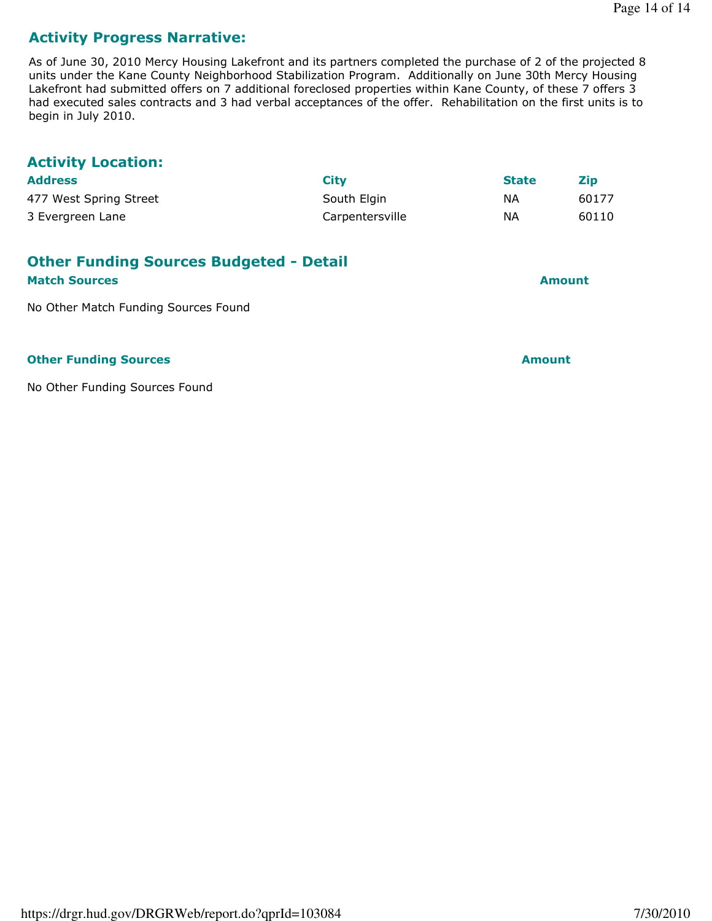## Activity Progress Narrative:

As of June 30, 2010 Mercy Housing Lakefront and its partners completed the purchase of 2 of the projected 8 units under the Kane County Neighborhood Stabilization Program. Additionally on June 30th Mercy Housing Lakefront had submitted offers on 7 additional foreclosed properties within Kane County, of these 7 offers 3 had executed sales contracts and 3 had verbal acceptances of the offer. Rehabilitation on the first units is to begin in July 2010.

## Activity Location:

| Address | City | State | Zip |
|---|---|---|---|
| 477 West Spring Street | South Elgin | NA | 60177 |
| 3 Evergreen Lane | Carpentersville | NA | 60110 |

## Other Funding Sources Budgeted - Detail

| Match Sources | Amount |
|---|---|
| No Other Match Funding Sources Found | |

| Other Funding Sources | Amount |
|---|---|
| No Other Funding Sources Found | |